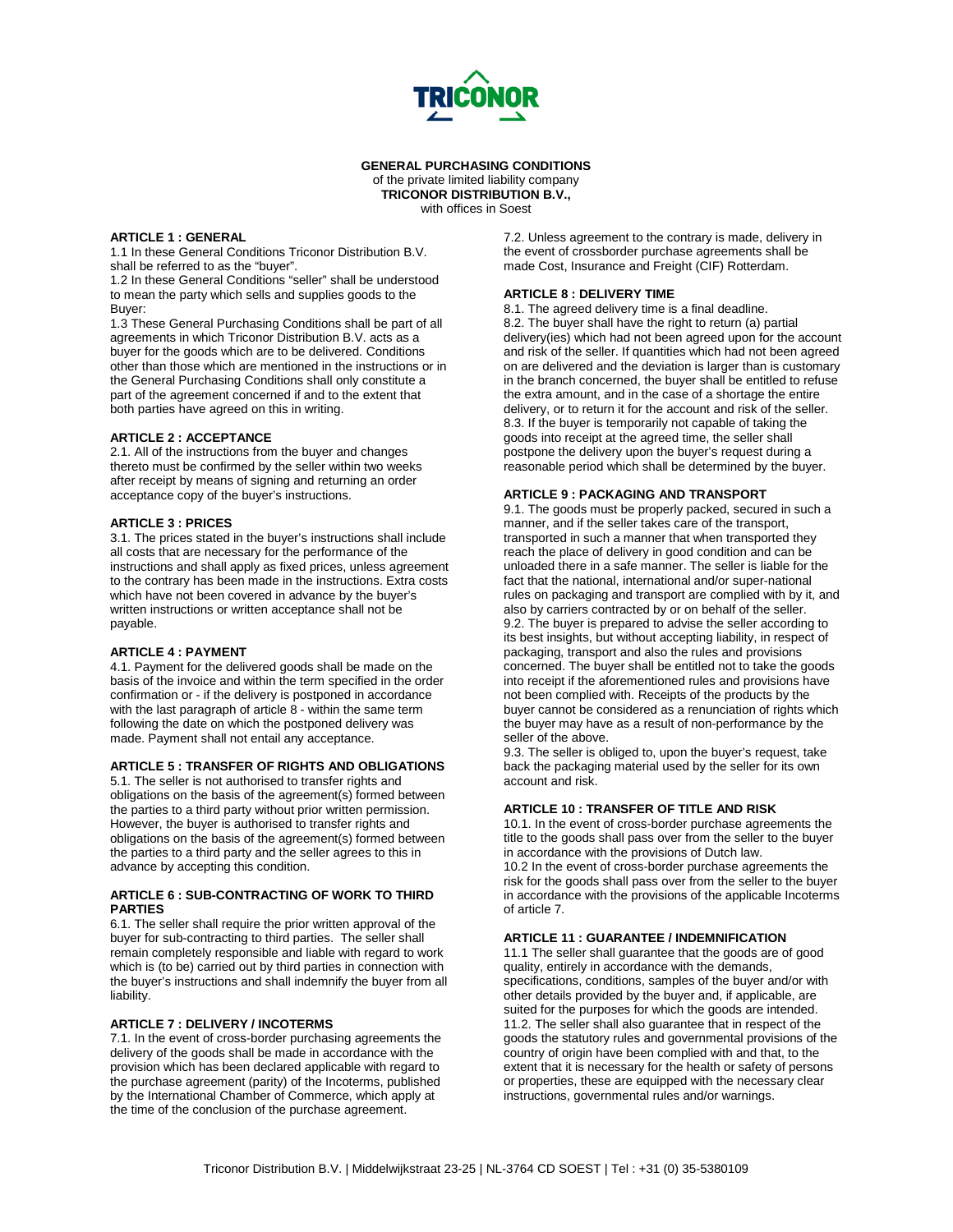TRICONOR

# GENERAL PURCHASING CONDITIONS

of the private limited liability company
**TRICONOR DISTRIBUTION B.V.,**
with offices in Soest

## ARTICLE 1 : GENERAL

1.1 In these General Conditions Triconor Distribution B.V. shall be referred to as the "buyer".

1.2 In these General Conditions "seller" shall be understood to mean the party which sells and supplies goods to the Buyer:

1.3 These General Purchasing Conditions shall be part of all agreements in which Triconor Distribution B.V. acts as a buyer for the goods which are to be delivered. Conditions other than those which are mentioned in the instructions or in the General Purchasing Conditions shall only constitute a part of the agreement concerned if and to the extent that both parties have agreed on this in writing.

## ARTICLE 2 : ACCEPTANCE

2.1. All of the instructions from the buyer and changes thereto must be confirmed by the seller within two weeks after receipt by means of signing and returning an order acceptance copy of the buyer's instructions.

## ARTICLE 3 : PRICES

3.1. The prices stated in the buyer's instructions shall include all costs that are necessary for the performance of the instructions and shall apply as fixed prices, unless agreement to the contrary has been made in the instructions. Extra costs which have not been covered in advance by the buyer's written instructions or written acceptance shall not be payable.

## ARTICLE 4 : PAYMENT

4.1. Payment for the delivered goods shall be made on the basis of the invoice and within the term specified in the order confirmation or - if the delivery is postponed in accordance with the last paragraph of article 8 - within the same term following the date on which the postponed delivery was made. Payment shall not entail any acceptance.

## ARTICLE 5 : TRANSFER OF RIGHTS AND OBLIGATIONS

5.1. The seller is not authorised to transfer rights and obligations on the basis of the agreement(s) formed between the parties to a third party without prior written permission. However, the buyer is authorised to transfer rights and obligations on the basis of the agreement(s) formed between the parties to a third party and the seller agrees to this in advance by accepting this condition.

## ARTICLE 6 : SUB-CONTRACTING OF WORK TO THIRD PARTIES

6.1. The seller shall require the prior written approval of the buyer for sub-contracting to third parties. The seller shall remain completely responsible and liable with regard to work which is (to be) carried out by third parties in connection with the buyer's instructions and shall indemnify the buyer from all liability.

## ARTICLE 7 : DELIVERY / INCOTERMS

7.1. In the event of cross-border purchasing agreements the delivery of the goods shall be made in accordance with the provision which has been declared applicable with regard to the purchase agreement (parity) of the Incoterms, published by the International Chamber of Commerce, which apply at the time of the conclusion of the purchase agreement.

7.2. Unless agreement to the contrary is made, delivery in the event of crossborder purchase agreements shall be made Cost, Insurance and Freight (CIF) Rotterdam.

## ARTICLE 8 : DELIVERY TIME

8.1. The agreed delivery time is a final deadline.

8.2. The buyer shall have the right to return (a) partial delivery(ies) which had not been agreed upon for the account and risk of the seller. If quantities which had not been agreed on are delivered and the deviation is larger than is customary in the branch concerned, the buyer shall be entitled to refuse the extra amount, and in the case of a shortage the entire delivery, or to return it for the account and risk of the seller.

8.3. If the buyer is temporarily not capable of taking the goods into receipt at the agreed time, the seller shall postpone the delivery upon the buyer's request during a reasonable period which shall be determined by the buyer.

## ARTICLE 9 : PACKAGING AND TRANSPORT

9.1. The goods must be properly packed, secured in such a manner, and if the seller takes care of the transport, transported in such a manner that when transported they reach the place of delivery in good condition and can be unloaded there in a safe manner. The seller is liable for the fact that the national, international and/or super-national rules on packaging and transport are complied with by it, and also by carriers contracted by or on behalf of the seller.

9.2. The buyer is prepared to advise the seller according to its best insights, but without accepting liability, in respect of packaging, transport and also the rules and provisions concerned. The buyer shall be entitled not to take the goods into receipt if the aforementioned rules and provisions have not been complied with. Receipts of the products by the buyer cannot be considered as a renunciation of rights which the buyer may have as a result of non-performance by the seller of the above.

9.3. The seller is obliged to, upon the buyer's request, take back the packaging material used by the seller for its own account and risk.

## ARTICLE 10 : TRANSFER OF TITLE AND RISK

10.1. In the event of cross-border purchase agreements the title to the goods shall pass over from the seller to the buyer in accordance with the provisions of Dutch law.

10.2 In the event of cross-border purchase agreements the risk for the goods shall pass over from the seller to the buyer in accordance with the provisions of the applicable Incoterms of article 7.

## ARTICLE 11 : GUARANTEE / INDEMNIFICATION

11.1 The seller shall guarantee that the goods are of good quality, entirely in accordance with the demands, specifications, conditions, samples of the buyer and/or with other details provided by the buyer and, if applicable, are suited for the purposes for which the goods are intended.

11.2. The seller shall also guarantee that in respect of the goods the statutory rules and governmental provisions of the country of origin have been complied with and that, to the extent that it is necessary for the health or safety of persons or properties, these are equipped with the necessary clear instructions, governmental rules and/or warnings.

Triconor Distribution B.V. | Middelwijkstraat 23-25 | NL-3764 CD SOEST | Tel : +31 (0) 35-5380109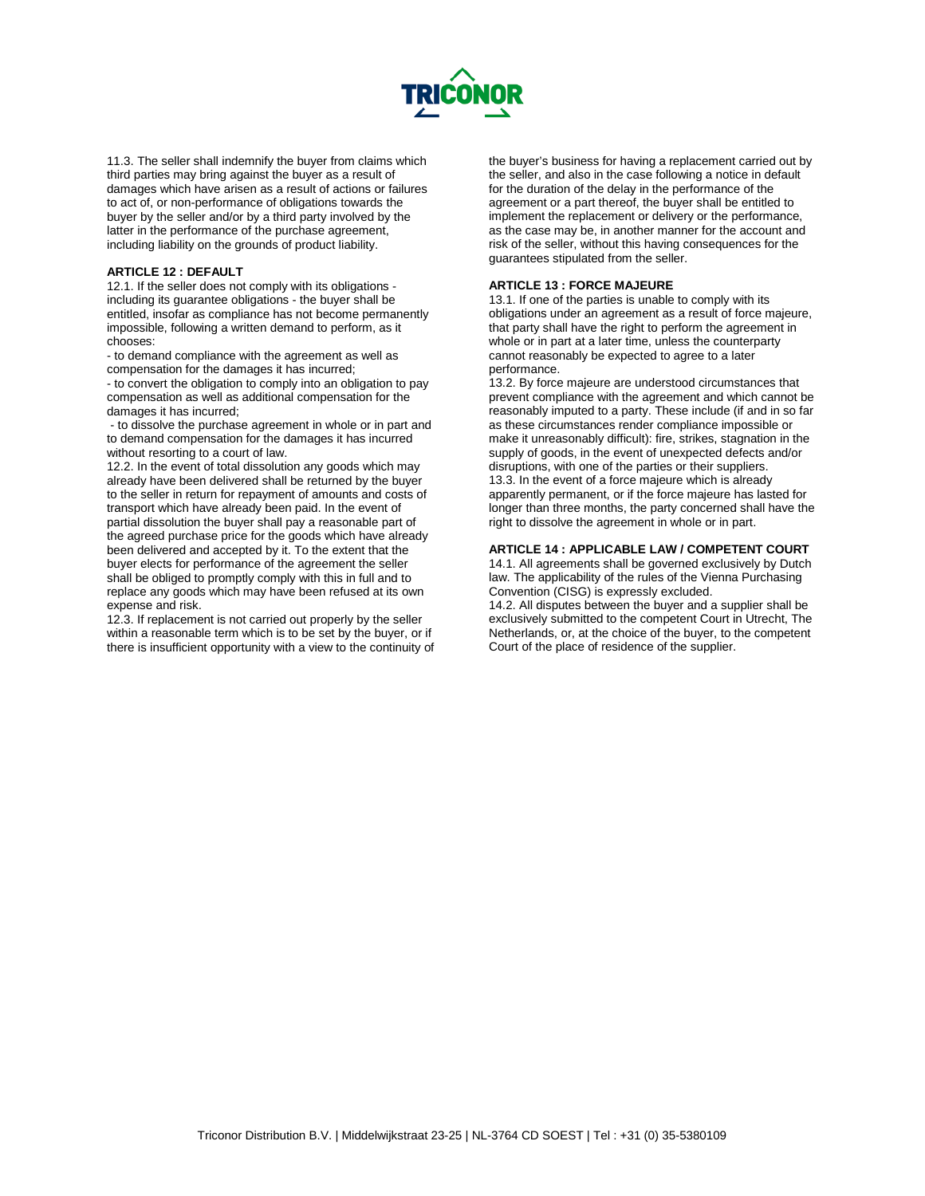11.3. The seller shall indemnify the buyer from claims which third parties may bring against the buyer as a result of damages which have arisen as a result of actions or failures to act of, or non-performance of obligations towards the buyer by the seller and/or by a third party involved by the latter in the performance of the purchase agreement, including liability on the grounds of product liability.

**ARTICLE 12 : DEFAULT**

12.1. If the seller does not comply with its obligations - including its guarantee obligations - the buyer shall be entitled, insofar as compliance has not become permanently impossible, following a written demand to perform, as it chooses:

- to demand compliance with the agreement as well as compensation for the damages it has incurred;
- to convert the obligation to comply into an obligation to pay compensation as well as additional compensation for the damages it has incurred;
- to dissolve the purchase agreement in whole or in part and to demand compensation for the damages it has incurred without resorting to a court of law.

12.2. In the event of total dissolution any goods which may already have been delivered shall be returned by the buyer to the seller in return for repayment of amounts and costs of transport which have already been paid. In the event of partial dissolution the buyer shall pay a reasonable part of the agreed purchase price for the goods which have already been delivered and accepted by it. To the extent that the buyer elects for performance of the agreement the seller shall be obliged to promptly comply with this in full and to replace any goods which may have been refused at its own expense and risk.

12.3. If replacement is not carried out properly by the seller within a reasonable term which is to be set by the buyer, or if there is insufficient opportunity with a view to the continuity of the buyer's business for having a replacement carried out by the seller, and also in the case following a notice in default for the duration of the delay in the performance of the agreement or a part thereof, the buyer shall be entitled to implement the replacement or delivery or the performance, as the case may be, in another manner for the account and risk of the seller, without this having consequences for the guarantees stipulated from the seller.

**ARTICLE 13 : FORCE MAJEURE**

13.1. If one of the parties is unable to comply with its obligations under an agreement as a result of force majeure, that party shall have the right to perform the agreement in whole or in part at a later time, unless the counterparty cannot reasonably be expected to agree to a later performance.

13.2. By force majeure are understood circumstances that prevent compliance with the agreement and which cannot be reasonably imputed to a party. These include (if and in so far as these circumstances render compliance impossible or make it unreasonably difficult): fire, strikes, stagnation in the supply of goods, in the event of unexpected defects and/or disruptions, with one of the parties or their suppliers.

13.3. In the event of a force majeure which is already apparently permanent, or if the force majeure has lasted for longer than three months, the party concerned shall have the right to dissolve the agreement in whole or in part.

**ARTICLE 14 : APPLICABLE LAW / COMPETENT COURT**

14.1. All agreements shall be governed exclusively by Dutch law. The applicability of the rules of the Vienna Purchasing Convention (CISG) is expressly excluded.

14.2. All disputes between the buyer and a supplier shall be exclusively submitted to the competent Court in Utrecht, The Netherlands, or, at the choice of the buyer, to the competent Court of the place of residence of the supplier.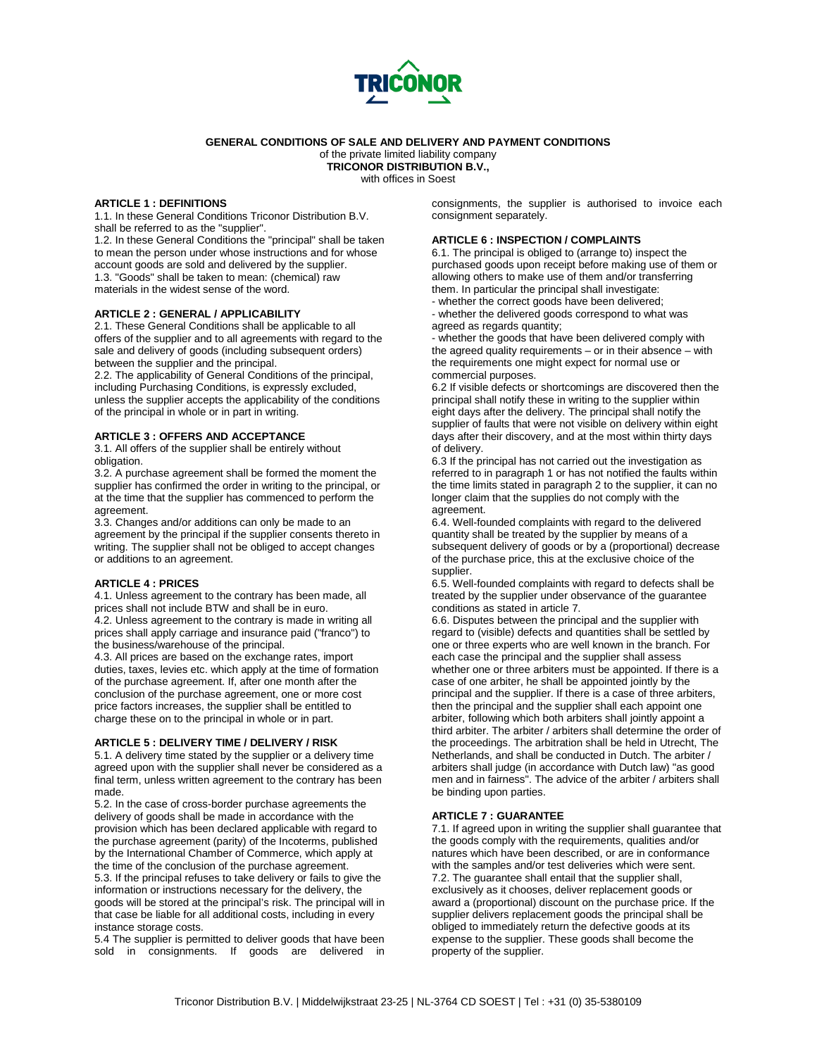**GENERAL CONDITIONS OF SALE AND DELIVERY AND PAYMENT CONDITIONS**
of the private limited liability company
**TRICONOR DISTRIBUTION B.V.,**
with offices in Soest

### ARTICLE 1 : DEFINITIONS

1.1. In these General Conditions Triconor Distribution B.V. shall be referred to as the "supplier".
1.2. In these General Conditions the "principal" shall be taken to mean the person under whose instructions and for whose account goods are sold and delivered by the supplier.
1.3. "Goods" shall be taken to mean: (chemical) raw materials in the widest sense of the word.

### ARTICLE 2 : GENERAL / APPLICABILITY

2.1. These General Conditions shall be applicable to all offers of the supplier and to all agreements with regard to the sale and delivery of goods (including subsequent orders) between the supplier and the principal.
2.2. The applicability of General Conditions of the principal, including Purchasing Conditions, is expressly excluded, unless the supplier accepts the applicability of the conditions of the principal in whole or in part in writing.

### ARTICLE 3 : OFFERS AND ACCEPTANCE

3.1. All offers of the supplier shall be entirely without obligation.
3.2. A purchase agreement shall be formed the moment the supplier has confirmed the order in writing to the principal, or at the time that the supplier has commenced to perform the agreement.
3.3. Changes and/or additions can only be made to an agreement by the principal if the supplier consents thereto in writing. The supplier shall not be obliged to accept changes or additions to an agreement.

### ARTICLE 4 : PRICES

4.1. Unless agreement to the contrary has been made, all prices shall not include BTW and shall be in euro.
4.2. Unless agreement to the contrary is made in writing all prices shall apply carriage and insurance paid ("franco") to the business/warehouse of the principal.
4.3. All prices are based on the exchange rates, import duties, taxes, levies etc. which apply at the time of formation of the purchase agreement. If, after one month after the conclusion of the purchase agreement, one or more cost price factors increases, the supplier shall be entitled to charge these on to the principal in whole or in part.

### ARTICLE 5 : DELIVERY TIME / DELIVERY / RISK

5.1. A delivery time stated by the supplier or a delivery time agreed upon with the supplier shall never be considered as a final term, unless written agreement to the contrary has been made.
5.2. In the case of cross-border purchase agreements the delivery of goods shall be made in accordance with the provision which has been declared applicable with regard to the purchase agreement (parity) of the Incoterms, published by the International Chamber of Commerce, which apply at the time of the conclusion of the purchase agreement.
5.3. If the principal refuses to take delivery or fails to give the information or instructions necessary for the delivery, the goods will be stored at the principal's risk. The principal will in that case be liable for all additional costs, including in every instance storage costs.
5.4 The supplier is permitted to deliver goods that have been sold in consignments. If goods are delivered in consignments, the supplier is authorised to invoice each consignment separately.

### ARTICLE 6 : INSPECTION / COMPLAINTS

6.1. The principal is obliged to (arrange to) inspect the purchased goods upon receipt before making use of them or allowing others to make use of them and/or transferring them. In particular the principal shall investigate:
- whether the correct goods have been delivered;
- whether the delivered goods correspond to what was agreed as regards quantity;
- whether the goods that have been delivered comply with the agreed quality requirements – or in their absence – with the requirements one might expect for normal use or commercial purposes.

6.2 If visible defects or shortcomings are discovered then the principal shall notify these in writing to the supplier within eight days after the delivery. The principal shall notify the supplier of faults that were not visible on delivery within eight days after their discovery, and at the most within thirty days of delivery.
6.3 If the principal has not carried out the investigation as referred to in paragraph 1 or has not notified the faults within the time limits stated in paragraph 2 to the supplier, it can no longer claim that the supplies do not comply with the agreement.
6.4. Well-founded complaints with regard to the delivered quantity shall be treated by the supplier by means of a subsequent delivery of goods or by a (proportional) decrease of the purchase price, this at the exclusive choice of the supplier.
6.5. Well-founded complaints with regard to defects shall be treated by the supplier under observance of the guarantee conditions as stated in article 7.
6.6. Disputes between the principal and the supplier with regard to (visible) defects and quantities shall be settled by one or three experts who are well known in the branch. For each case the principal and the supplier shall assess whether one or three arbiters must be appointed. If there is a case of one arbiter, he shall be appointed jointly by the principal and the supplier. If there is a case of three arbiters, then the principal and the supplier shall each appoint one arbiter, following which both arbiters shall jointly appoint a third arbiter. The arbiter / arbiters shall determine the order of the proceedings. The arbitration shall be held in Utrecht, The Netherlands, and shall be conducted in Dutch. The arbiter / arbiters shall judge (in accordance with Dutch law) "as good men and in fairness". The advice of the arbiter / arbiters shall be binding upon parties.

### ARTICLE 7 : GUARANTEE

7.1. If agreed upon in writing the supplier shall guarantee that the goods comply with the requirements, qualities and/or natures which have been described, or are in conformance with the samples and/or test deliveries which were sent.
7.2. The guarantee shall entail that the supplier shall, exclusively as it chooses, deliver replacement goods or award a (proportional) discount on the purchase price. If the supplier delivers replacement goods the principal shall be obliged to immediately return the defective goods at its expense to the supplier. These goods shall become the property of the supplier.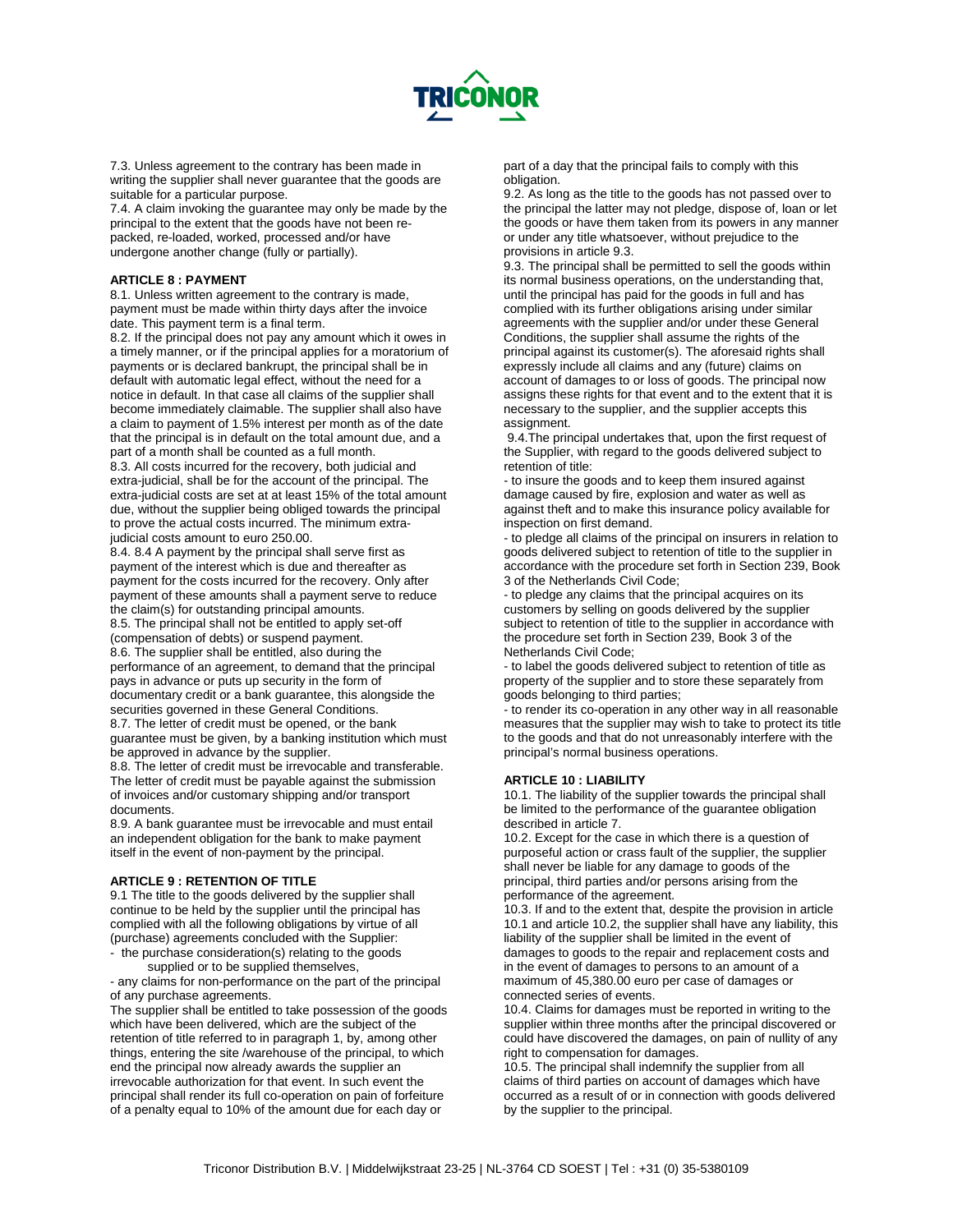7.3. Unless agreement to the contrary has been made in writing the supplier shall never guarantee that the goods are suitable for a particular purpose.

7.4. A claim invoking the guarantee may only be made by the principal to the extent that the goods have not been re-packed, re-loaded, worked, processed and/or have undergone another change (fully or partially).

**ARTICLE 8 : PAYMENT**

8.1. Unless written agreement to the contrary is made, payment must be made within thirty days after the invoice date. This payment term is a final term.

8.2. If the principal does not pay any amount which it owes in a timely manner, or if the principal applies for a moratorium of payments or is declared bankrupt, the principal shall be in default with automatic legal effect, without the need for a notice in default. In that case all claims of the supplier shall become immediately claimable. The supplier shall also have a claim to payment of 1.5% interest per month as of the date that the principal is in default on the total amount due, and a part of a month shall be counted as a full month.

8.3. All costs incurred for the recovery, both judicial and extra-judicial, shall be for the account of the principal. The extra-judicial costs are set at at least 15% of the total amount due, without the supplier being obliged towards the principal to prove the actual costs incurred. The minimum extra-judicial costs amount to euro 250.00.

8.4. 8.4 A payment by the principal shall serve first as payment of the interest which is due and thereafter as payment for the costs incurred for the recovery. Only after payment of these amounts shall a payment serve to reduce the claim(s) for outstanding principal amounts.

8.5. The principal shall not be entitled to apply set-off (compensation of debts) or suspend payment.

8.6. The supplier shall be entitled, also during the performance of an agreement, to demand that the principal pays in advance or puts up security in the form of documentary credit or a bank guarantee, this alongside the securities governed in these General Conditions.

8.7. The letter of credit must be opened, or the bank guarantee must be given, by a banking institution which must be approved in advance by the supplier.

8.8. The letter of credit must be irrevocable and transferable. The letter of credit must be payable against the submission of invoices and/or customary shipping and/or transport documents.

8.9. A bank guarantee must be irrevocable and must entail an independent obligation for the bank to make payment itself in the event of non-payment by the principal.

**ARTICLE 9 : RETENTION OF TITLE**

9.1 The title to the goods delivered by the supplier shall continue to be held by the supplier until the principal has complied with all the following obligations by virtue of all (purchase) agreements concluded with the Supplier:

- the purchase consideration(s) relating to the goods supplied or to be supplied themselves,
- any claims for non-performance on the part of the principal of any purchase agreements.

The supplier shall be entitled to take possession of the goods which have been delivered, which are the subject of the retention of title referred to in paragraph 1, by, among other things, entering the site /warehouse of the principal, to which end the principal now already awards the supplier an irrevocable authorization for that event. In such event the principal shall render its full co-operation on pain of forfeiture of a penalty equal to 10% of the amount due for each day or part of a day that the principal fails to comply with this obligation.

9.2. As long as the title to the goods has not passed over to the principal the latter may not pledge, dispose of, loan or let the goods or have them taken from its powers in any manner or under any title whatsoever, without prejudice to the provisions in article 9.3.

9.3. The principal shall be permitted to sell the goods within its normal business operations, on the understanding that, until the principal has paid for the goods in full and has complied with its further obligations arising under similar agreements with the supplier and/or under these General Conditions, the supplier shall assume the rights of the principal against its customer(s). The aforesaid rights shall expressly include all claims and any (future) claims on account of damages to or loss of goods. The principal now assigns these rights for that event and to the extent that it is necessary to the supplier, and the supplier accepts this assignment.

9.4.The principal undertakes that, upon the first request of the Supplier, with regard to the goods delivered subject to retention of title:

- to insure the goods and to keep them insured against damage caused by fire, explosion and water as well as against theft and to make this insurance policy available for inspection on first demand.
- to pledge all claims of the principal on insurers in relation to goods delivered subject to retention of title to the supplier in accordance with the procedure set forth in Section 239, Book 3 of the Netherlands Civil Code;
- to pledge any claims that the principal acquires on its customers by selling on goods delivered by the supplier subject to retention of title to the supplier in accordance with the procedure set forth in Section 239, Book 3 of the Netherlands Civil Code;
- to label the goods delivered subject to retention of title as property of the supplier and to store these separately from goods belonging to third parties;
- to render its co-operation in any other way in all reasonable measures that the supplier may wish to take to protect its title to the goods and that do not unreasonably interfere with the principal's normal business operations.

**ARTICLE 10 : LIABILITY**

10.1. The liability of the supplier towards the principal shall be limited to the performance of the guarantee obligation described in article 7.

10.2. Except for the case in which there is a question of purposeful action or crass fault of the supplier, the supplier shall never be liable for any damage to goods of the principal, third parties and/or persons arising from the performance of the agreement.

10.3. If and to the extent that, despite the provision in article 10.1 and article 10.2, the supplier shall have any liability, this liability of the supplier shall be limited in the event of damages to goods to the repair and replacement costs and in the event of damages to persons to an amount of a maximum of 45,380.00 euro per case of damages or connected series of events.

10.4. Claims for damages must be reported in writing to the supplier within three months after the principal discovered or could have discovered the damages, on pain of nullity of any right to compensation for damages.

10.5. The principal shall indemnify the supplier from all claims of third parties on account of damages which have occurred as a result of or in connection with goods delivered by the supplier to the principal.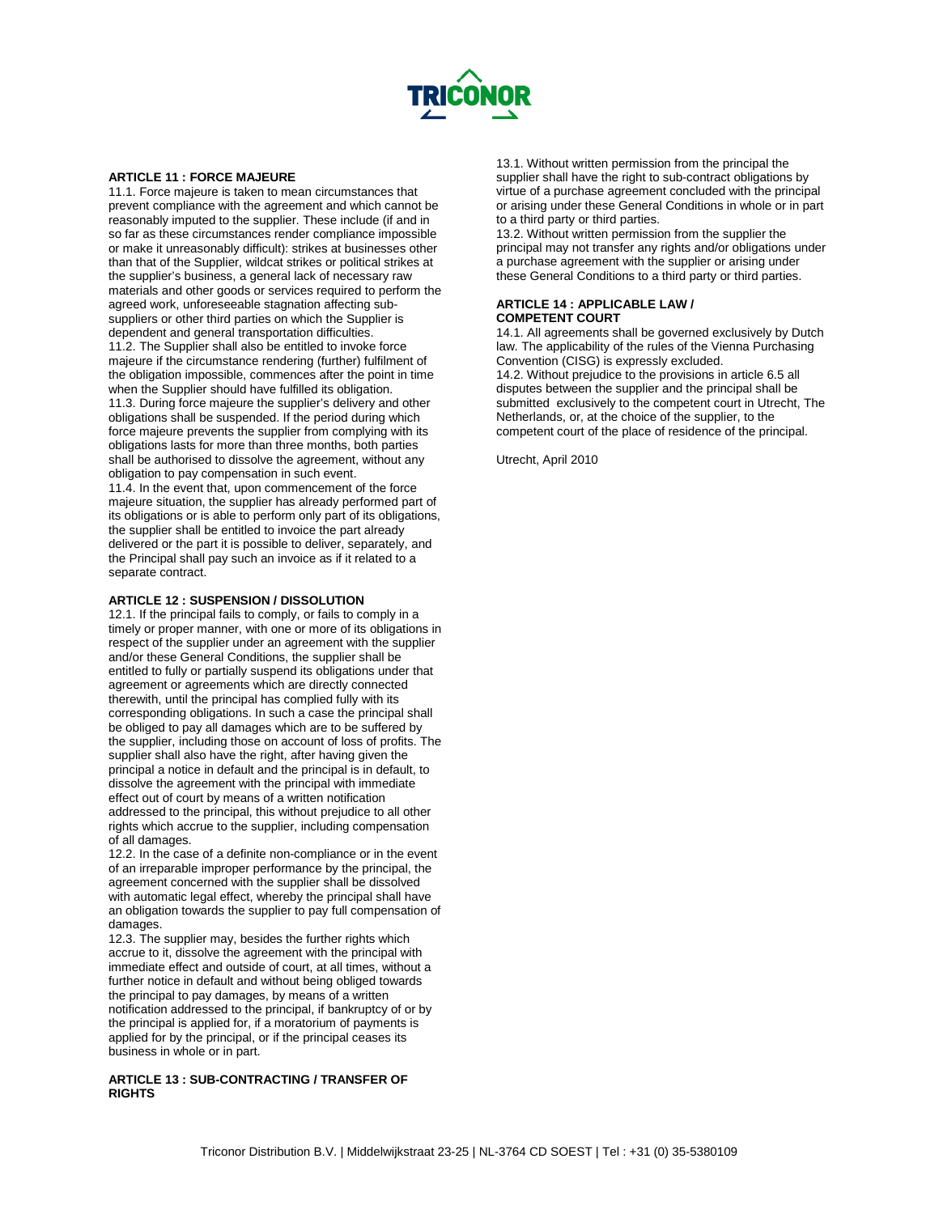## ARTICLE 11 : FORCE MAJEURE

11.1. Force majeure is taken to mean circumstances that prevent compliance with the agreement and which cannot be reasonably imputed to the supplier. These include (if and in so far as these circumstances render compliance impossible or make it unreasonably difficult): strikes at businesses other than that of the Supplier, wildcat strikes or political strikes at the supplier's business, a general lack of necessary raw materials and other goods or services required to perform the agreed work, unforeseeable stagnation affecting sub-suppliers or other third parties on which the Supplier is dependent and general transportation difficulties.

11.2. The Supplier shall also be entitled to invoke force majeure if the circumstance rendering (further) fulfilment of the obligation impossible, commences after the point in time when the Supplier should have fulfilled its obligation.

11.3. During force majeure the supplier's delivery and other obligations shall be suspended. If the period during which force majeure prevents the supplier from complying with its obligations lasts for more than three months, both parties shall be authorised to dissolve the agreement, without any obligation to pay compensation in such event.

11.4. In the event that, upon commencement of the force majeure situation, the supplier has already performed part of its obligations or is able to perform only part of its obligations, the supplier shall be entitled to invoice the part already delivered or the part it is possible to deliver, separately, and the Principal shall pay such an invoice as if it related to a separate contract.

## ARTICLE 12 : SUSPENSION / DISSOLUTION

12.1. If the principal fails to comply, or fails to comply in a timely or proper manner, with one or more of its obligations in respect of the supplier under an agreement with the supplier and/or these General Conditions, the supplier shall be entitled to fully or partially suspend its obligations under that agreement or agreements which are directly connected therewith, until the principal has complied fully with its corresponding obligations. In such a case the principal shall be obliged to pay all damages which are to be suffered by the supplier, including those on account of loss of profits. The supplier shall also have the right, after having given the principal a notice in default and the principal is in default, to dissolve the agreement with the principal with immediate effect out of court by means of a written notification addressed to the principal, this without prejudice to all other rights which accrue to the supplier, including compensation of all damages.

12.2. In the case of a definite non-compliance or in the event of an irreparable improper performance by the principal, the agreement concerned with the supplier shall be dissolved with automatic legal effect, whereby the principal shall have an obligation towards the supplier to pay full compensation of damages.

12.3. The supplier may, besides the further rights which accrue to it, dissolve the agreement with the principal with immediate effect and outside of court, at all times, without a further notice in default and without being obliged towards the principal to pay damages, by means of a written notification addressed to the principal, if bankruptcy of or by the principal is applied for, if a moratorium of payments is applied for by the principal, or if the principal ceases its business in whole or in part.

## ARTICLE 13 : SUB-CONTRACTING / TRANSFER OF RIGHTS

13.1. Without written permission from the principal the supplier shall have the right to sub-contract obligations by virtue of a purchase agreement concluded with the principal or arising under these General Conditions in whole or in part to a third party or third parties.

13.2. Without written permission from the supplier the principal may not transfer any rights and/or obligations under a purchase agreement with the supplier or arising under these General Conditions to a third party or third parties.

## ARTICLE 14 : APPLICABLE LAW / COMPETENT COURT

14.1. All agreements shall be governed exclusively by Dutch law. The applicability of the rules of the Vienna Purchasing Convention (CISG) is expressly excluded.

14.2. Without prejudice to the provisions in article 6.5 all disputes between the supplier and the principal shall be submitted exclusively to the competent court in Utrecht, The Netherlands, or, at the choice of the supplier, to the competent court of the place of residence of the principal.

Utrecht, April 2010